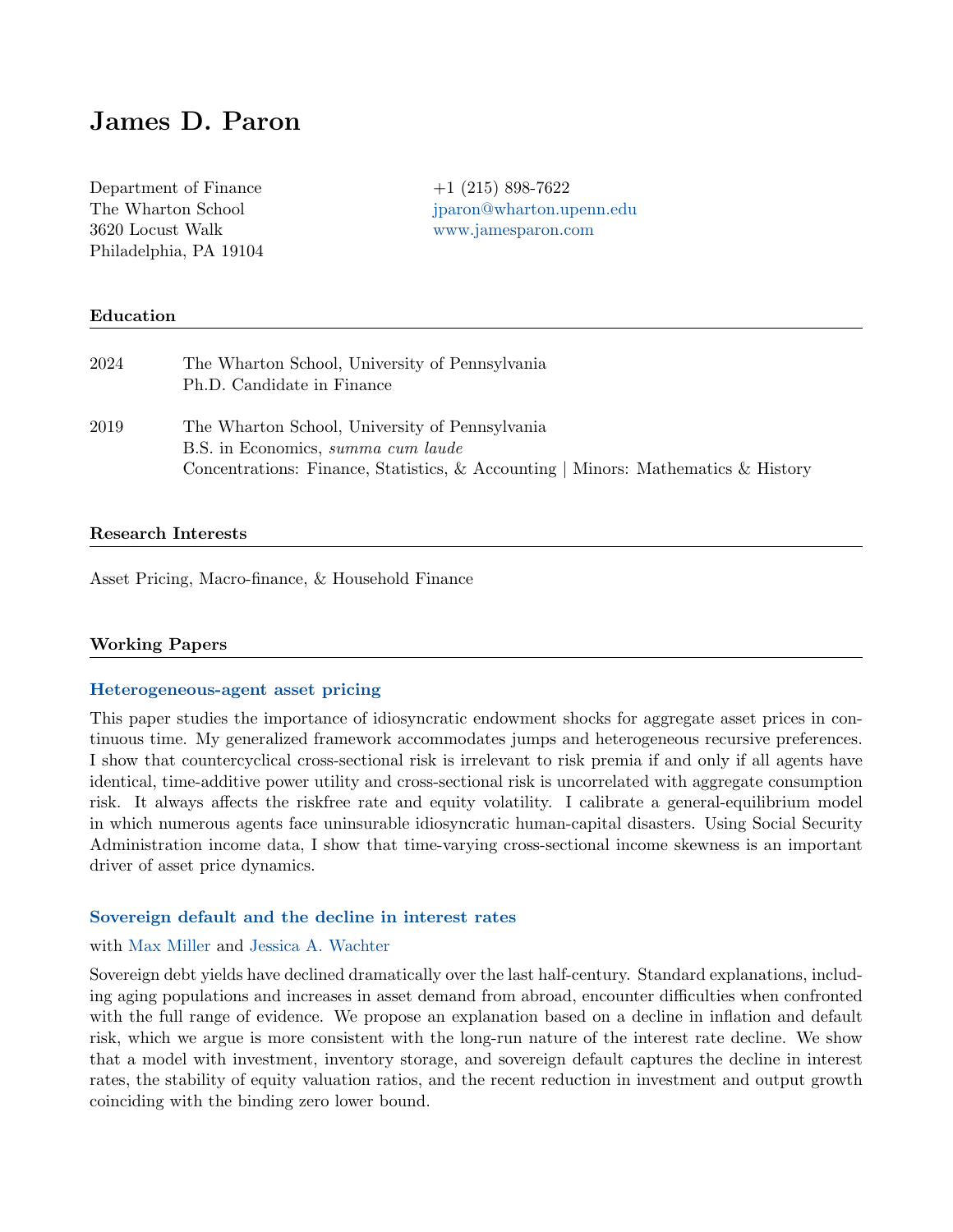# James D. Paron

Department of Finance
The Wharton School
3620 Locust Walk
Philadelphia, PA 19104

+1 (215) 898-7622
jparon@wharton.upenn.edu
www.jamesparon.com

## Education

2024 — The Wharton School, University of Pennsylvania
Ph.D. Candidate in Finance

2019 — The Wharton School, University of Pennsylvania
B.S. in Economics, *summa cum laude*
Concentrations: Finance, Statistics, & Accounting | Minors: Mathematics & History

## Research Interests

Asset Pricing, Macro-finance, & Household Finance

## Working Papers

### Heterogeneous-agent asset pricing

This paper studies the importance of idiosyncratic endowment shocks for aggregate asset prices in continuous time. My generalized framework accommodates jumps and heterogeneous recursive preferences. I show that countercyclical cross-sectional risk is irrelevant to risk premia if and only if all agents have identical, time-additive power utility and cross-sectional risk is uncorrelated with aggregate consumption risk. It always affects the riskfree rate and equity volatility. I calibrate a general-equilibrium model in which numerous agents face uninsurable idiosyncratic human-capital disasters. Using Social Security Administration income data, I show that time-varying cross-sectional income skewness is an important driver of asset price dynamics.

### Sovereign default and the decline in interest rates

with Max Miller and Jessica A. Wachter

Sovereign debt yields have declined dramatically over the last half-century. Standard explanations, including aging populations and increases in asset demand from abroad, encounter difficulties when confronted with the full range of evidence. We propose an explanation based on a decline in inflation and default risk, which we argue is more consistent with the long-run nature of the interest rate decline. We show that a model with investment, inventory storage, and sovereign default captures the decline in interest rates, the stability of equity valuation ratios, and the recent reduction in investment and output growth coinciding with the binding zero lower bound.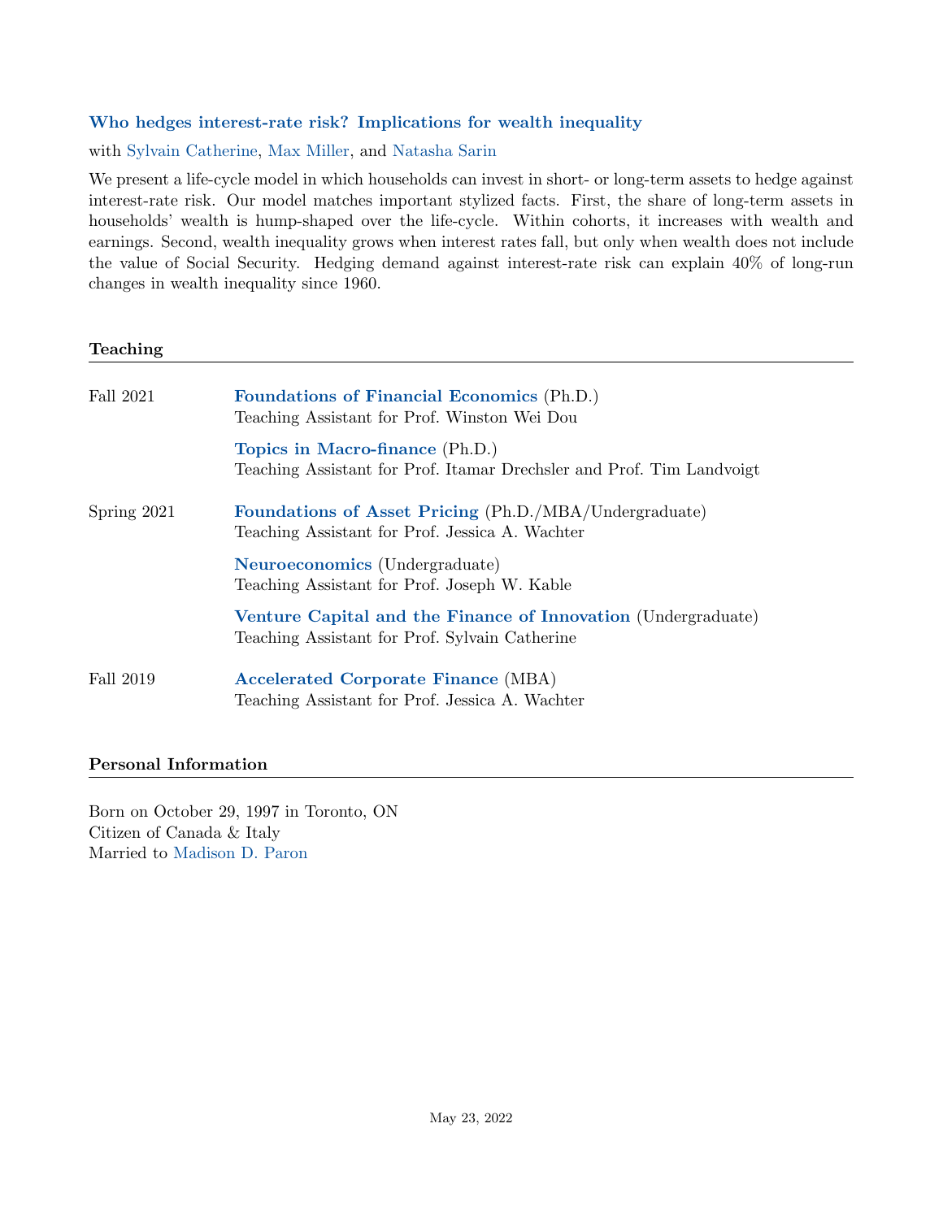### Who hedges interest-rate risk? Implications for wealth inequality

with Sylvain Catherine, Max Miller, and Natasha Sarin

We present a life-cycle model in which households can invest in short- or long-term assets to hedge against interest-rate risk. Our model matches important stylized facts. First, the share of long-term assets in households' wealth is hump-shaped over the life-cycle. Within cohorts, it increases with wealth and earnings. Second, wealth inequality grows when interest rates fall, but only when wealth does not include the value of Social Security. Hedging demand against interest-rate risk can explain 40% of long-run changes in wealth inequality since 1960.

## Teaching

| | |
|---|---|
| Fall 2021 | **Foundations of Financial Economics** (Ph.D.)<br>Teaching Assistant for Prof. Winston Wei Dou |
| | **Topics in Macro-finance** (Ph.D.)<br>Teaching Assistant for Prof. Itamar Drechsler and Prof. Tim Landvoigt |
| Spring 2021 | **Foundations of Asset Pricing** (Ph.D./MBA/Undergraduate)<br>Teaching Assistant for Prof. Jessica A. Wachter |
| | **Neuroeconomics** (Undergraduate)<br>Teaching Assistant for Prof. Joseph W. Kable |
| | **Venture Capital and the Finance of Innovation** (Undergraduate)<br>Teaching Assistant for Prof. Sylvain Catherine |
| Fall 2019 | **Accelerated Corporate Finance** (MBA)<br>Teaching Assistant for Prof. Jessica A. Wachter |

## Personal Information

Born on October 29, 1997 in Toronto, ON
Citizen of Canada & Italy
Married to Madison D. Paron

May 23, 2022